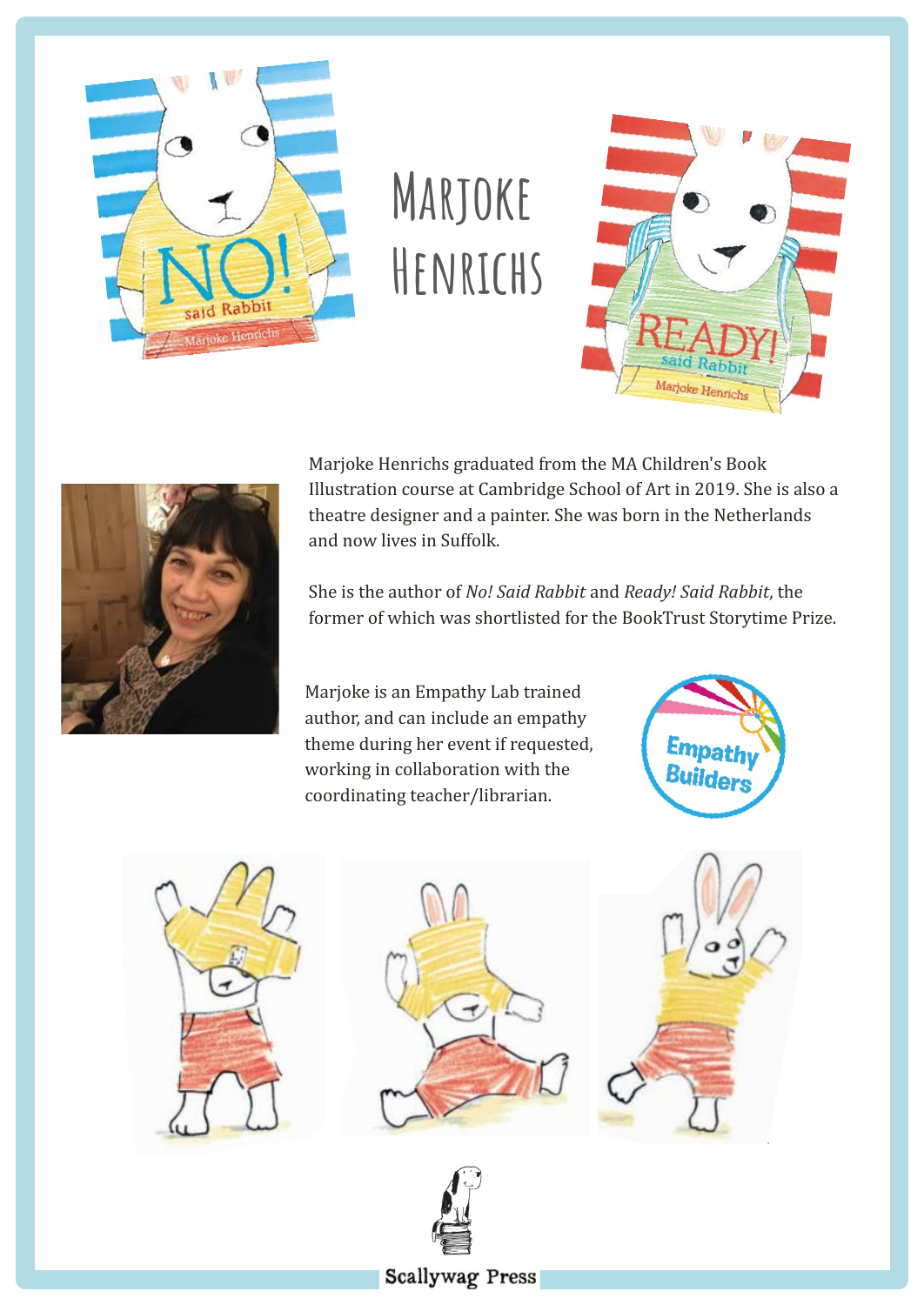# Marjoke Henrichs

Marjoke Henrichs graduated from the MA Children's Book Illustration course at Cambridge School of Art in 2019. She is also a theatre designer and a painter. She was born in the Netherlands and now lives in Suffolk.

She is the author of *No! Said Rabbit* and *Ready! Said Rabbit*, the former of which was shortlisted for the BookTrust Storytime Prize.

Marjoke is an Empathy Lab trained author, and can include an empathy theme during her event if requested, working in collaboration with the coordinating teacher/librarian.

Empathy Builders

Scallywag Press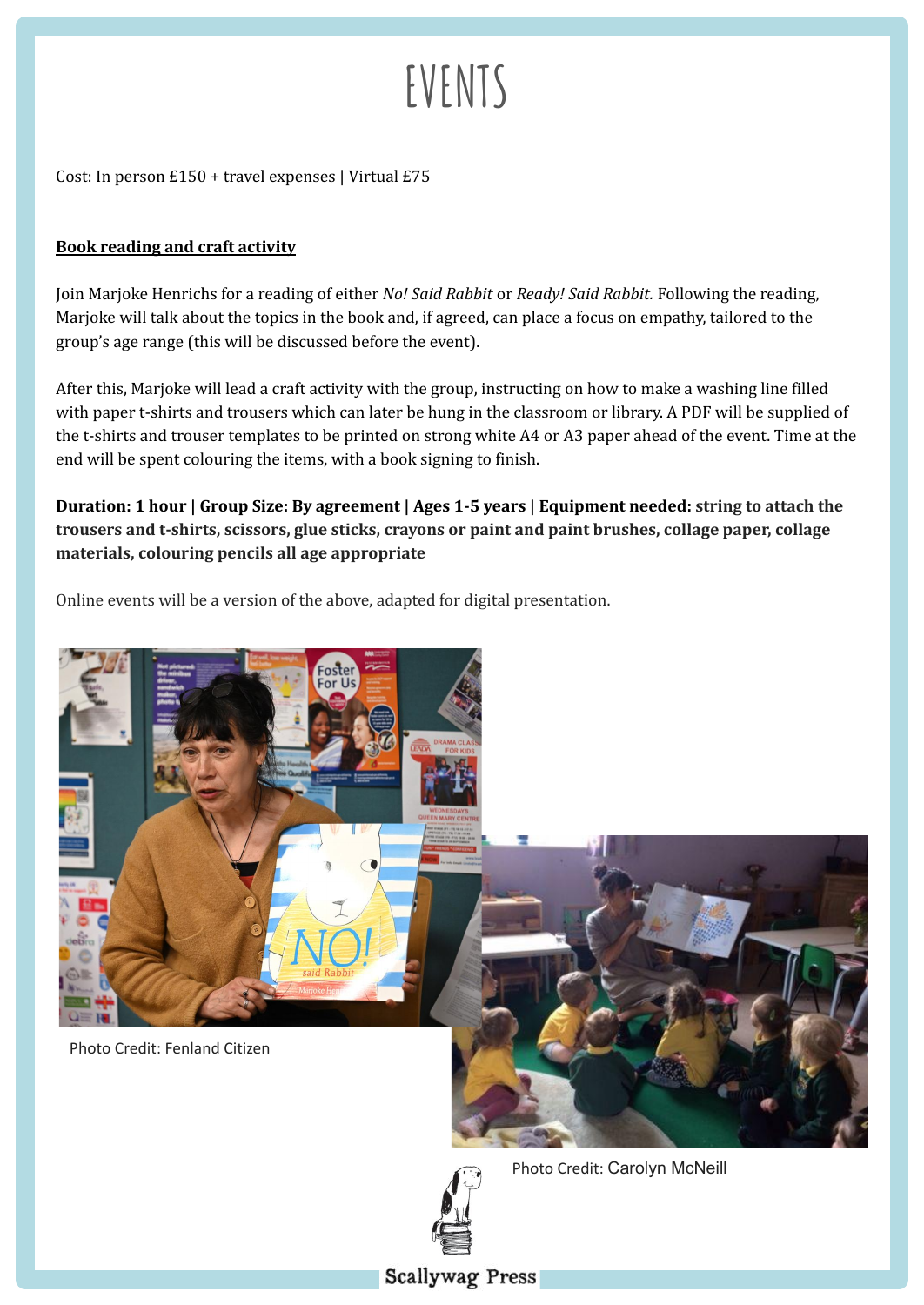# EVENTS

Cost: In person £150 + travel expenses | Virtual £75

**Book reading and craft activity**

Join Marjoke Henrichs for a reading of either *No! Said Rabbit* or *Ready! Said Rabbit.* Following the reading, Marjoke will talk about the topics in the book and, if agreed, can place a focus on empathy, tailored to the group's age range (this will be discussed before the event).

After this, Marjoke will lead a craft activity with the group, instructing on how to make a washing line filled with paper t-shirts and trousers which can later be hung in the classroom or library. A PDF will be supplied of the t-shirts and trouser templates to be printed on strong white A4 or A3 paper ahead of the event. Time at the end will be spent colouring the items, with a book signing to finish.

**Duration: 1 hour | Group Size: By agreement | Ages 1-5 years | Equipment needed: string to attach the trousers and t-shirts, scissors, glue sticks, crayons or paint and paint brushes, collage paper, collage materials, colouring pencils all age appropriate**

Online events will be a version of the above, adapted for digital presentation.

Photo Credit: Fenland Citizen

Photo Credit: Carolyn McNeill

Scallywag Press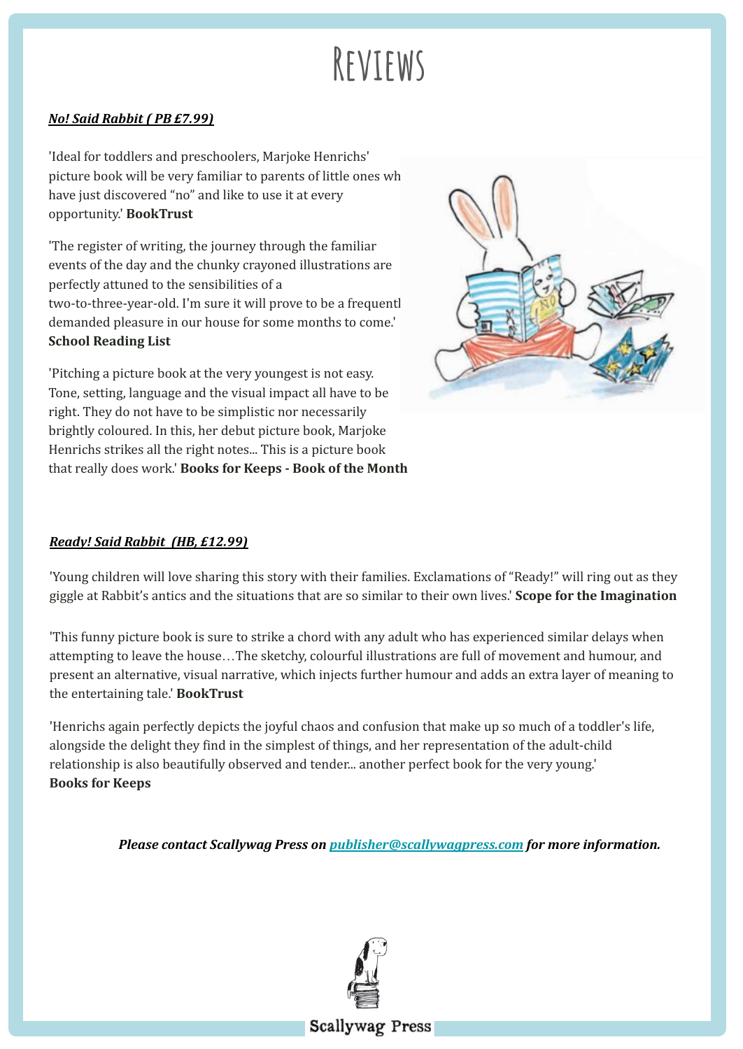# Reviews

***No! Said Rabbit ( PB £7.99)***

'Ideal for toddlers and preschoolers, Marjoke Henrichs' picture book will be very familiar to parents of little ones wh have just discovered "no" and like to use it at every opportunity.' **BookTrust**

'The register of writing, the journey through the familiar events of the day and the chunky crayoned illustrations are perfectly attuned to the sensibilities of a two-to-three-year-old. I'm sure it will prove to be a frequentl demanded pleasure in our house for some months to come.' **School Reading List**

'Pitching a picture book at the very youngest is not easy. Tone, setting, language and the visual impact all have to be right. They do not have to be simplistic nor necessarily brightly coloured. In this, her debut picture book, Marjoke Henrichs strikes all the right notes... This is a picture book that really does work.' **Books for Keeps - Book of the Month**

***Ready! Said Rabbit (HB, £12.99)***

'Young children will love sharing this story with their families. Exclamations of "Ready!" will ring out as they giggle at Rabbit's antics and the situations that are so similar to their own lives.' **Scope for the Imagination**

'This funny picture book is sure to strike a chord with any adult who has experienced similar delays when attempting to leave the house…The sketchy, colourful illustrations are full of movement and humour, and present an alternative, visual narrative, which injects further humour and adds an extra layer of meaning to the entertaining tale.' **BookTrust**

'Henrichs again perfectly depicts the joyful chaos and confusion that make up so much of a toddler's life, alongside the delight they find in the simplest of things, and her representation of the adult-child relationship is also beautifully observed and tender... another perfect book for the very young.' **Books for Keeps**

***Please contact Scallywag Press on publisher@scallywagpress.com for more information.***

Scallywag Press